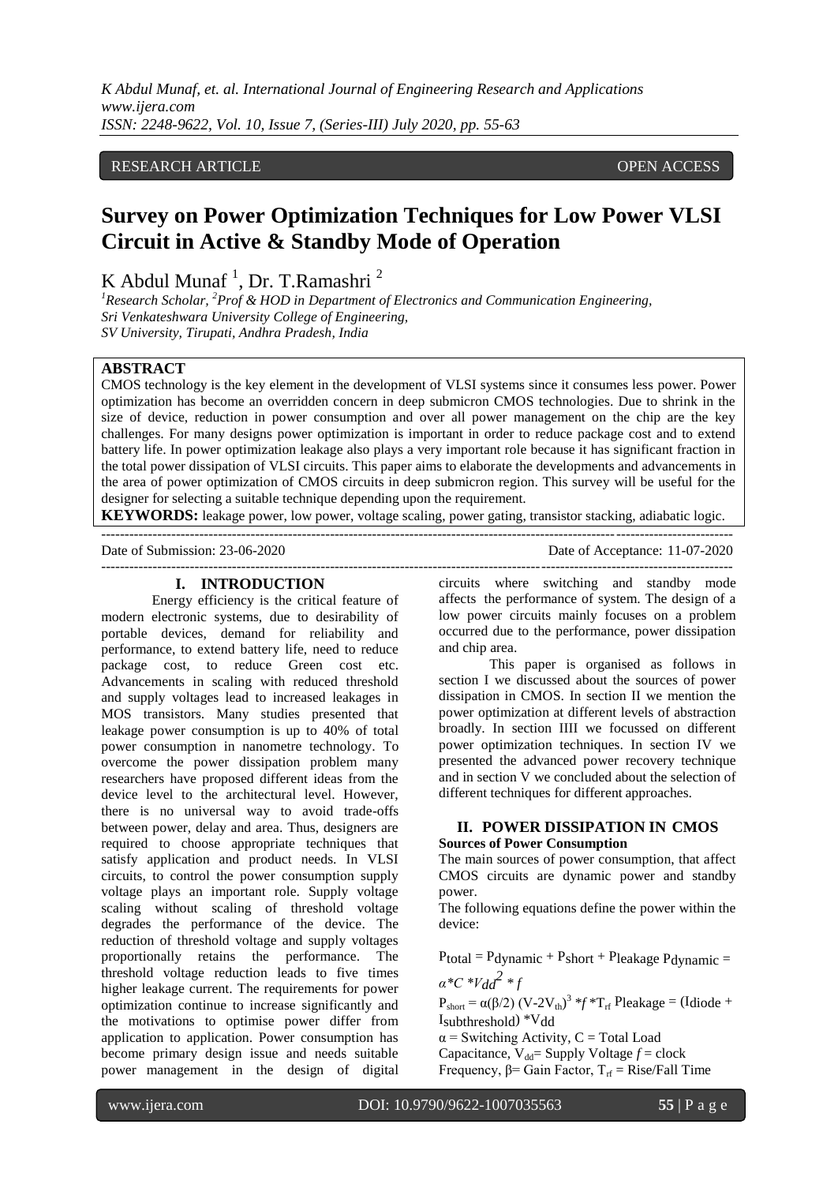RESEARCH ARTICLE OPEN ACCESS

# Survey on Power Optimization Techniques for Low Power VLSI Circuit in Active & Standby Mode of Operation

K Abdul Munaf [1], Dr. T.Ramashri [2]

[1]Research Scholar, [2]Prof & HOD in Department of Electronics and Communication Engineering, Sri Venkateshwara University College of Engineering, SV University, Tirupati, Andhra Pradesh, India

**ABSTRACT**

CMOS technology is the key element in the development of VLSI systems since it consumes less power. Power optimization has become an overridden concern in deep submicron CMOS technologies. Due to shrink in the size of device, reduction in power consumption and over all power management on the chip are the key challenges. For many designs power optimization is important in order to reduce package cost and to extend battery life. In power optimization leakage also plays a very important role because it has significant fraction in the total power dissipation of VLSI circuits. This paper aims to elaborate the developments and advancements in the area of power optimization of CMOS circuits in deep submicron region. This survey will be useful for the designer for selecting a suitable technique depending upon the requirement.

**KEYWORDS:** leakage power, low power, voltage scaling, power gating, transistor stacking, adiabatic logic.

Date of Submission: 23-06-2020 Date of Acceptance: 11-07-2020

## I. INTRODUCTION

Energy efficiency is the critical feature of modern electronic systems, due to desirability of portable devices, demand for reliability and performance, to extend battery life, need to reduce package cost, to reduce Green cost etc. Advancements in scaling with reduced threshold and supply voltages lead to increased leakages in MOS transistors. Many studies presented that leakage power consumption is up to 40% of total power consumption in nanometre technology. To overcome the power dissipation problem many researchers have proposed different ideas from the device level to the architectural level. However, there is no universal way to avoid trade-offs between power, delay and area. Thus, designers are required to choose appropriate techniques that satisfy application and product needs. In VLSI circuits, to control the power consumption supply voltage plays an important role. Supply voltage scaling without scaling of threshold voltage degrades the performance of the device. The reduction of threshold voltage and supply voltages proportionally retains the performance. The threshold voltage reduction leads to five times higher leakage current. The requirements for power optimization continue to increase significantly and the motivations to optimise power differ from application to application. Power consumption has become primary design issue and needs suitable power management in the design of digital circuits where switching and standby mode affects the performance of system. The design of a low power circuits mainly focuses on a problem occurred due to the performance, power dissipation and chip area.

This paper is organised as follows in section I we discussed about the sources of power dissipation in CMOS. In section II we mention the power optimization at different levels of abstraction broadly. In section IIII we focussed on different power optimization techniques. In section IV we presented the advanced power recovery technique and in section V we concluded about the selection of different techniques for different approaches.

## II. POWER DISSIPATION IN CMOS

**Sources of Power Consumption**

The main sources of power consumption, that affect CMOS circuits are dynamic power and standby power.

The following equations define the power within the device:

$P_{total} = P_{dynamic} + P_{short} + P_{leakage}$ $P_{dynamic} = \alpha * C * V_{dd}^2 * f$

$P_{short} = \alpha(\beta/2)(V-2V_{th})^3 * f * T_{rf}$ $P_{leakage} = (I_{diode} + I_{subthreshold}) * V_{dd}$

$\alpha$ = Switching Activity, C = Total Load Capacitance, $V_{dd}$= Supply Voltage $f$ = clock Frequency, $\beta$= Gain Factor, $T_{rf}$ = Rise/Fall Time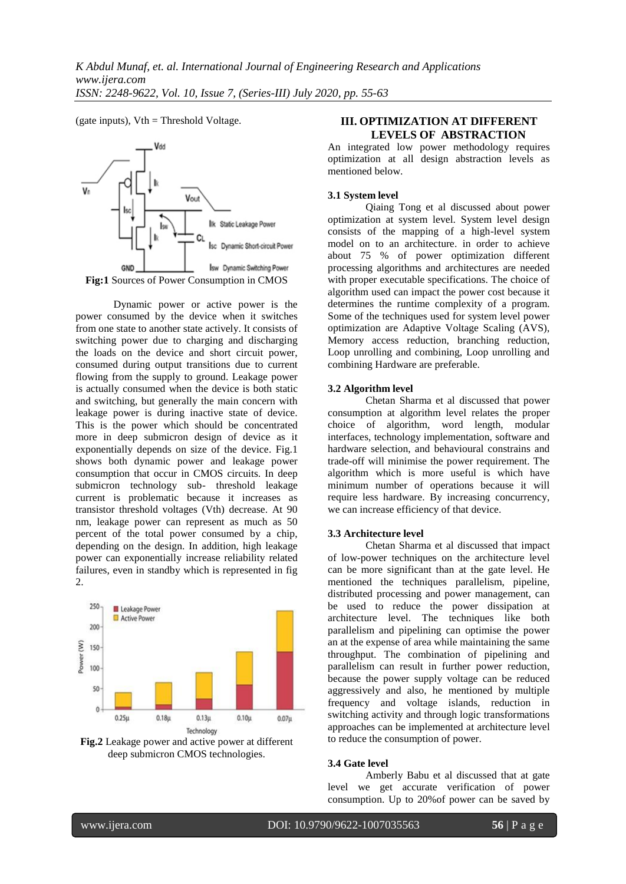(gate inputs), Vth = Threshold Voltage.

**Fig:1** Sources of Power Consumption in CMOS

Dynamic power or active power is the power consumed by the device when it switches from one state to another state actively. It consists of switching power due to charging and discharging the loads on the device and short circuit power, consumed during output transitions due to current flowing from the supply to ground. Leakage power is actually consumed when the device is both static and switching, but generally the main concern with leakage power is during inactive state of device. This is the power which should be concentrated more in deep submicron design of device as it exponentially depends on size of the device. Fig.1 shows both dynamic power and leakage power consumption that occur in CMOS circuits. In deep submicron technology sub- threshold leakage current is problematic because it increases as transistor threshold voltages (Vth) decrease. At 90 nm, leakage power can represent as much as 50 percent of the total power consumed by a chip, depending on the design. In addition, high leakage power can exponentially increase reliability related failures, even in standby which is represented in fig 2.

**Fig.2** Leakage power and active power at different deep submicron CMOS technologies.

## III. OPTIMIZATION AT DIFFERENT LEVELS OF ABSTRACTION

An integrated low power methodology requires optimization at all design abstraction levels as mentioned below.

### 3.1 System level

Qiaing Tong et al discussed about power optimization at system level. System level design consists of the mapping of a high-level system model on to an architecture. in order to achieve about 75 % of power optimization different processing algorithms and architectures are proposed with proper executable specifications. The choice of algorithm used can impact the power cost because it determines the runtime complexity of a program. Some of the techniques used for system level power optimization are Adaptive Voltage Scaling (AVS), Memory access reduction, branching reduction, Loop unrolling and combining, Loop unrolling and combining Hardware are preferable.

### 3.2 Algorithm level

Chetan Sharma et al discussed that power consumption at algorithm level relates the proper choice of algorithm, word length, modular interfaces, technology implementation, software and hardware selection, and behavioural constrains and trade-off will minimise the power requirement. The algorithm which is more useful is which have minimum number of operations because it will require less hardware. By increasing concurrency, we can increase efficiency of that device.

### 3.3 Architecture level

Chetan Sharma et al discussed that impact of low-power techniques on the architecture level can be more significant than at the gate level. He mentioned the techniques parallelism, pipeline, distributed processing and power management, can be used to reduce the power dissipation at architecture level. The techniques like both parallelism and pipelining can optimise the power an at the expense of area while maintaining the same throughput. The combination of pipelining and parallelism can result in further power reduction, because the power supply voltage can be reduced aggressively and also, he mentioned by multiple frequency and voltage islands, reduction in switching activity and through logic transformations approaches can be implemented at architecture level to reduce the consumption of power.

### 3.4 Gate level

Amberly Babu et al discussed that at gate level we get accurate verification of power consumption. Up to 20%of power can be saved by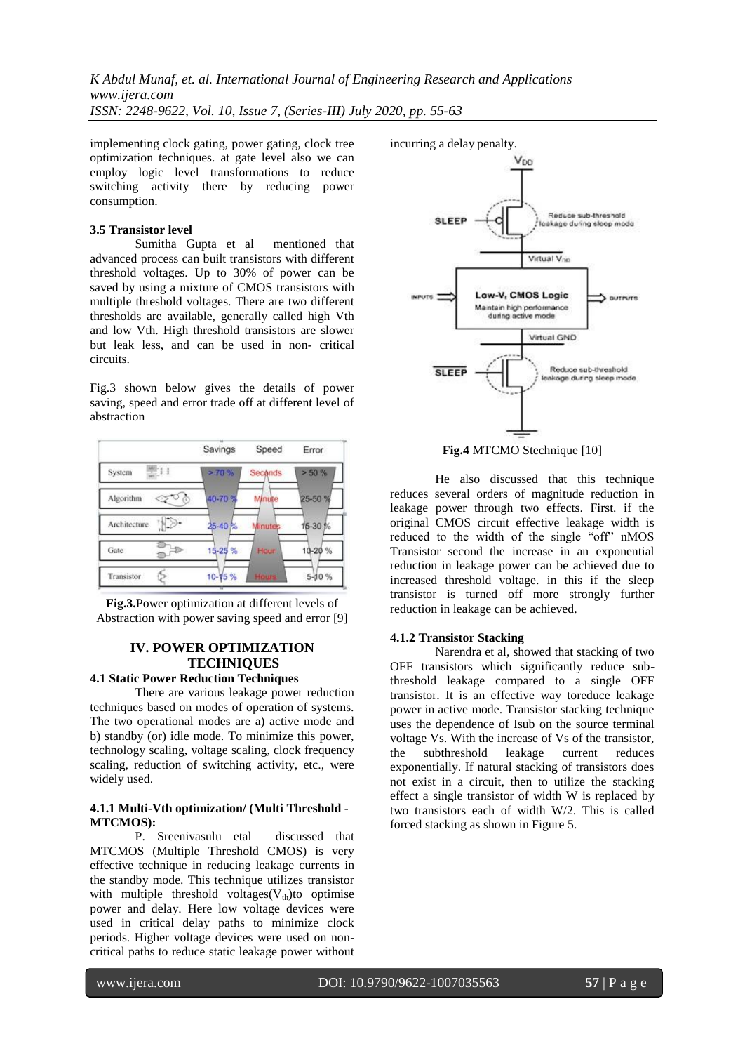implementing clock gating, power gating, clock tree optimization techniques. at gate level also we can employ logic level transformations to reduce switching activity there by reducing power consumption.

### 3.5 Transistor level

Sumitha Gupta et al mentioned that advanced process can built transistors with different threshold voltages. Up to 30% of power can be saved by using a mixture of CMOS transistors with multiple threshold voltages. There are two different thresholds are available, generally called high Vth and low Vth. High threshold transistors are slower but leak less, and can be used in non- critical circuits.

Fig.3 shown below gives the details of power saving, speed and error trade off at different level of abstraction

| | Savings | Speed | Error |
|---|---|---|---|
| System | > 70 % | Seconds | > 50 % |
| Algorithm | 40-70 % | Minute | 25-50 % |
| Architecture | 25-40 % | Minutes | 15-30 % |
| Gate | 15-25 % | Hour | 10-20 % |
| Transistor | 10-15 % | Hours | 5-10 % |

**Fig.3.** Power optimization at different levels of Abstraction with power saving speed and error [9]

## IV. POWER OPTIMIZATION TECHNIQUES

### 4.1 Static Power Reduction Techniques

There are various leakage power reduction techniques based on modes of operation of systems. The two operational modes are a) active mode and b) standby (or) idle mode. To minimize this power, technology scaling, voltage scaling, clock frequency scaling, reduction of switching activity, etc., were widely used.

### 4.1.1 Multi-Vth optimization/ (Multi Threshold - MTCMOS):

P. Sreenivasulu etal discussed that MTCMOS (Multiple Threshold CMOS) is very effective technique in reducing leakage currents in the standby mode. This technique utilizes transistor with multiple threshold voltages($V_{th}$)to optimise power and delay. Here low voltage devices were used in critical delay paths to minimize clock periods. Higher voltage devices were used on non-critical paths to reduce static leakage power without incurring a delay penalty.

**Fig.4** MTCMO Stechnique [10]

He also discussed that this technique reduces several orders of magnitude reduction in leakage power through two effects. First. if the original CMOS circuit effective leakage width is reduced to the width of the single "off" nMOS Transistor second the increase in an exponential reduction in leakage power can be achieved due to increased threshold voltage. in this if the sleep transistor is turned off more strongly further reduction in leakage can be achieved.

### 4.1.2 Transistor Stacking

Narendra et al, showed that stacking of two OFF transistors which significantly reduce sub-threshold leakage compared to a single OFF transistor. It is an effective way toreduce leakage power in active mode. Transistor stacking technique uses the dependence of Isub on the source terminal voltage Vs. With the increase of Vs of the transistor, the subthreshold leakage current reduces exponentially. If natural stacking of transistors does not exist in a circuit, then to utilize the stacking effect a single transistor of width W is replaced by two transistors each of width W/2. This is called forced stacking as shown in Figure 5.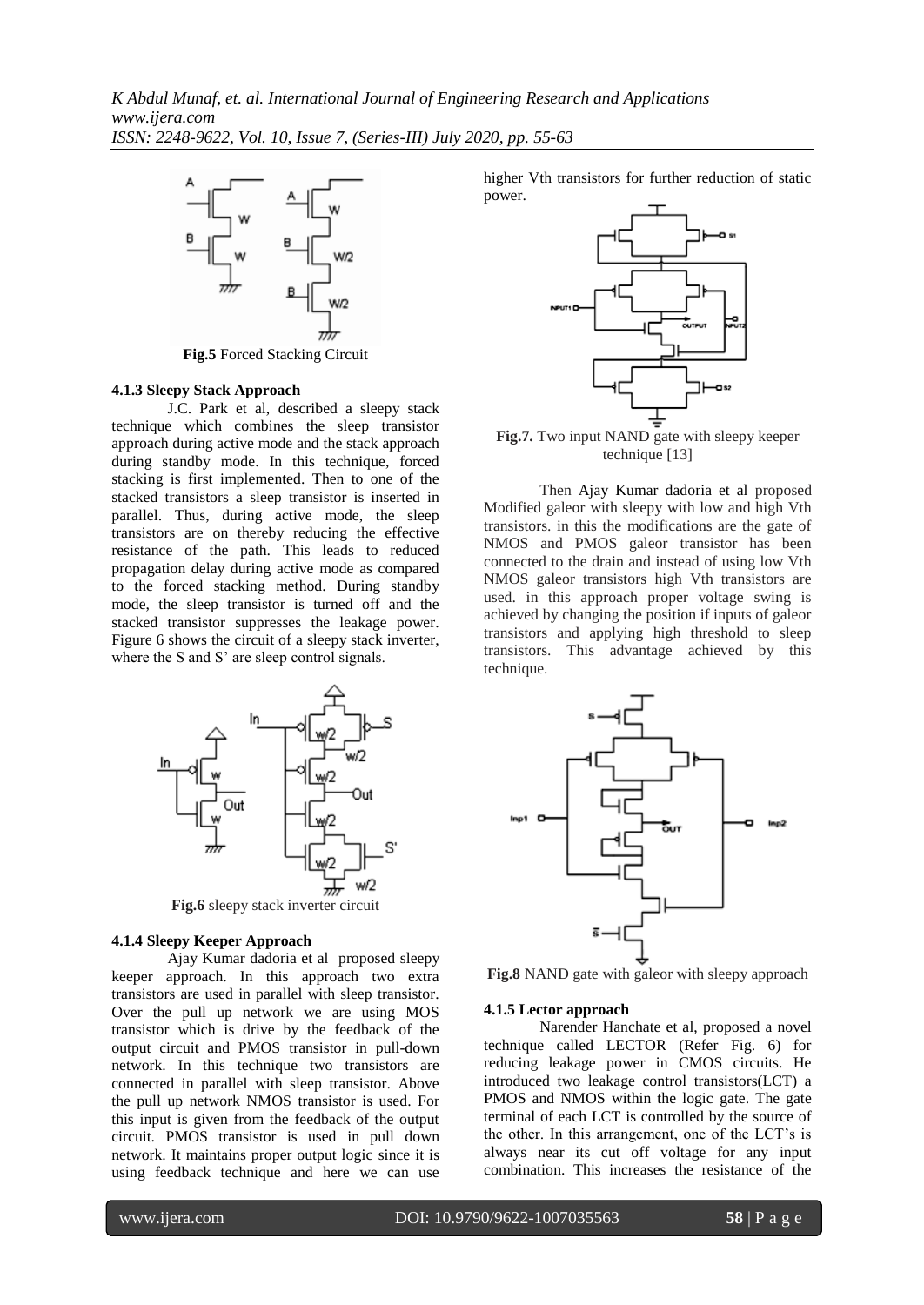**Fig.5** Forced Stacking Circuit

#### 4.1.3 Sleepy Stack Approach

J.C. Park et al, described a sleepy stack technique which combines the sleep transistor approach during active mode and the stack approach during standby mode. In this technique, forced stacking is first implemented. Then to one of the stacked transistors a sleep transistor is inserted in parallel. Thus, during active mode, the sleep transistors are on thereby reducing the effective resistance of the path. This leads to reduced propagation delay during active mode as compared to the forced stacking method. During standby mode, the sleep transistor is turned off and the stacked transistor suppresses the leakage power. Figure 6 shows the circuit of a sleepy stack inverter, where the S and S' are sleep control signals.

**Fig.6** sleepy stack inverter circuit

#### 4.1.4 Sleepy Keeper Approach

Ajay Kumar dadoria et al proposed sleepy keeper approach. In this approach two extra transistors are used in parallel with sleep transistor. Over the pull up network we are using MOS transistor which is drive by the feedback of the output circuit and PMOS transistor in pull-down network. In this technique two transistors are connected in parallel with sleep transistor. Above the pull up network NMOS transistor is used. For this input is given from the feedback of the output circuit. PMOS transistor is used in pull down network. It maintains proper output logic since it is using feedback technique and here we can use higher Vth transistors for further reduction of static power.

**Fig.7.** Two input NAND gate with sleepy keeper technique [13]

Then Ajay Kumar dadoria et al proposed Modified galeor with sleepy with low and high Vth transistors. in this the modifications are the gate of NMOS and PMOS galeor transistor has been connected to the drain and instead of using low Vth NMOS galeor transistors high Vth transistors are used. in this approach proper voltage swing is achieved by changing the position if inputs of galeor transistors and applying high threshold to sleep transistors. This advantage achieved by this technique.

**Fig.8** NAND gate with galeor with sleepy approach

#### 4.1.5 Lector approach

Narender Hanchate et al, proposed a novel technique called LECTOR (Refer Fig. 6) for reducing leakage power in CMOS circuits. He introduced two leakage control transistors(LCT) a PMOS and NMOS within the logic gate. The gate terminal of each LCT is controlled by the source of the other. In this arrangement, one of the LCT's is always near its cut off voltage for any input combination. This increases the resistance of the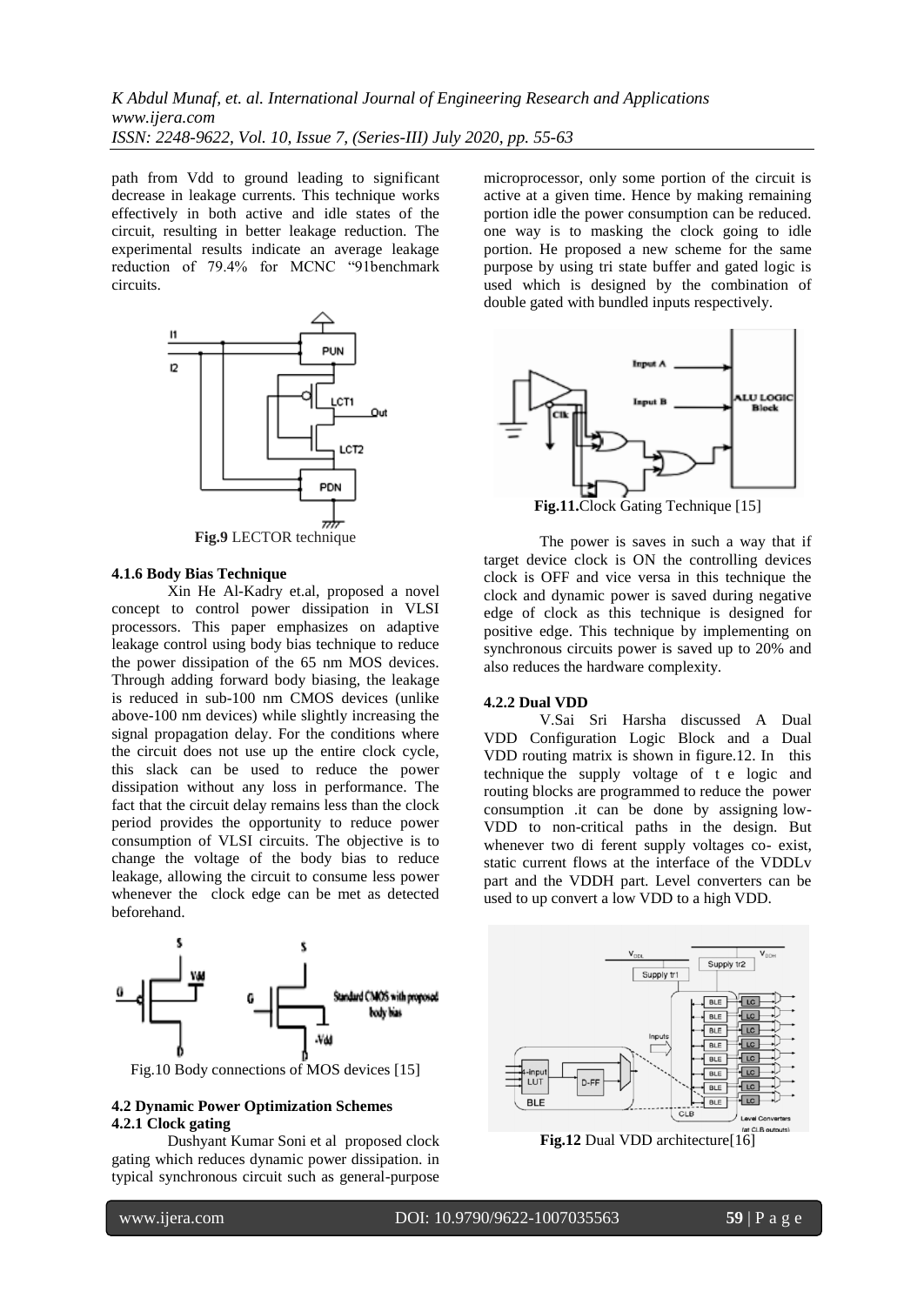path from Vdd to ground leading to significant decrease in leakage currents. This technique works effectively in both active and idle states of the circuit, resulting in better leakage reduction. The experimental results indicate an average leakage reduction of 79.4% for MCNC "91benchmark circuits.

**Fig.9** LECTOR technique

#### 4.1.6 Body Bias Technique

Xin He Al-Kadry et.al, proposed a novel concept to control power dissipation in VLSI processors. This paper emphasizes on adaptive leakage control using body bias technique to reduce the power dissipation of the 65 nm MOS devices. Through adding forward body biasing, the leakage is reduced in sub-100 nm CMOS devices (unlike above-100 nm devices) while slightly increasing the signal propagation delay. For the conditions where the circuit does not use up the entire clock cycle, this slack can be used to reduce the power dissipation without any loss in performance. The fact that the circuit delay remains less than the clock period provides the opportunity to reduce power consumption of VLSI circuits. The objective is to change the voltage of the body bias to reduce leakage, allowing the circuit to consume less power whenever the clock edge can be met as detected beforehand.

Fig.10 Body connections of MOS devices [15]

### 4.2 Dynamic Power Optimization Schemes

#### 4.2.1 Clock gating

Dushyant Kumar Soni et al proposed clock gating which reduces dynamic power dissipation. in typical synchronous circuit such as general-purpose microprocessor, only some portion of the circuit is active at a given time. Hence by making remaining portion idle the power consumption can be reduced. one way is to masking the clock going to idle portion. He proposed a new scheme for the same purpose by using tri state buffer and gated logic is used which is designed by the combination of double gated with bundled inputs respectively.

**Fig.11.**Clock Gating Technique [15]

The power is saves in such a way that if target device clock is ON the controlling devices clock is OFF and vice versa in this technique the clock and dynamic power is saved during negative edge of clock as this technique is designed for positive edge. This technique by implementing on synchronous circuits power is saved up to 20% and also reduces the hardware complexity.

#### 4.2.2 Dual VDD

V.Sai Sri Harsha discussed A Dual VDD Configuration Logic Block and a Dual VDD routing matrix is shown in figure.12. In this technique the supply voltage of t e logic and routing blocks are programmed to reduce the power consumption .it can be done by assigning low-VDD to non-critical paths in the design. But whenever two di ferent supply voltages co- exist, static current flows at the interface of the VDDLv part and the VDDH part. Level converters can be used to up convert a low VDD to a high VDD.

**Fig.12** Dual VDD architecture[16]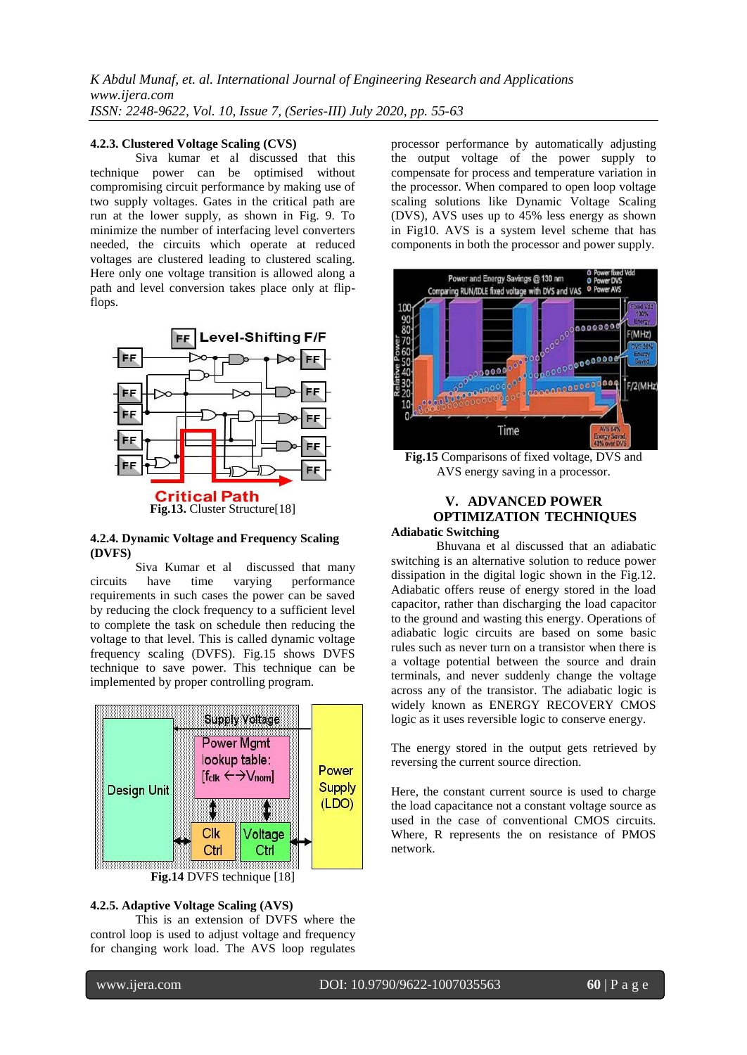#### 4.2.3. Clustered Voltage Scaling (CVS)

Siva kumar et al discussed that this technique power can be optimised without compromising circuit performance by making use of two supply voltages. Gates in the critical path are run at the lower supply, as shown in Fig. 9. To minimize the number of interfacing level converters needed, the circuits which operate at reduced voltages are clustered leading to clustered scaling. Here only one voltage transition is allowed along a path and level conversion takes place only at flip-flops.

**Fig.13.** Cluster Structure[18]

#### 4.2.4. Dynamic Voltage and Frequency Scaling (DVFS)

Siva Kumar et al discussed that many circuits have time varying performance requirements in such cases the power can be saved by reducing the clock frequency to a sufficient level to complete the task on schedule then reducing the voltage to that level. This is called dynamic voltage frequency scaling (DVFS). Fig.15 shows DVFS technique to save power. This technique can be implemented by proper controlling program.

**Fig.14** DVFS technique [18]

#### 4.2.5. Adaptive Voltage Scaling (AVS)

This is an extension of DVFS where the control loop is used to adjust voltage and frequency for changing work load. The AVS loop regulates processor performance by automatically adjusting the output voltage of the power supply to compensate for process and temperature variation in the processor. When compared to open loop voltage scaling solutions like Dynamic Voltage Scaling (DVS), AVS uses up to 45% less energy as shown in Fig10. AVS is a system level scheme that has components in both the processor and power supply.

**Fig.15** Comparisons of fixed voltage, DVS and AVS energy saving in a processor.

## V. ADVANCED POWER OPTIMIZATION TECHNIQUES

**Adiabatic Switching**

Bhuvana et al discussed that an adiabatic switching is an alternative solution to reduce power dissipation in the digital logic shown in the Fig.12. Adiabatic offers reuse of energy stored in the load capacitor, rather than discharging the load capacitor to the ground and wasting this energy. Operations of adiabatic logic circuits are based on some basic rules such as never turn on a transistor when there is a voltage potential between the source and drain terminals, and never suddenly change the voltage across any of the transistor. The adiabatic logic is widely known as ENERGY RECOVERY CMOS logic as it uses reversible logic to conserve energy.

The energy stored in the output gets retrieved by reversing the current source direction.

Here, the constant current source is used to charge the load capacitance not a constant voltage source as used in the case of conventional CMOS circuits. Where, R represents the on resistance of PMOS network.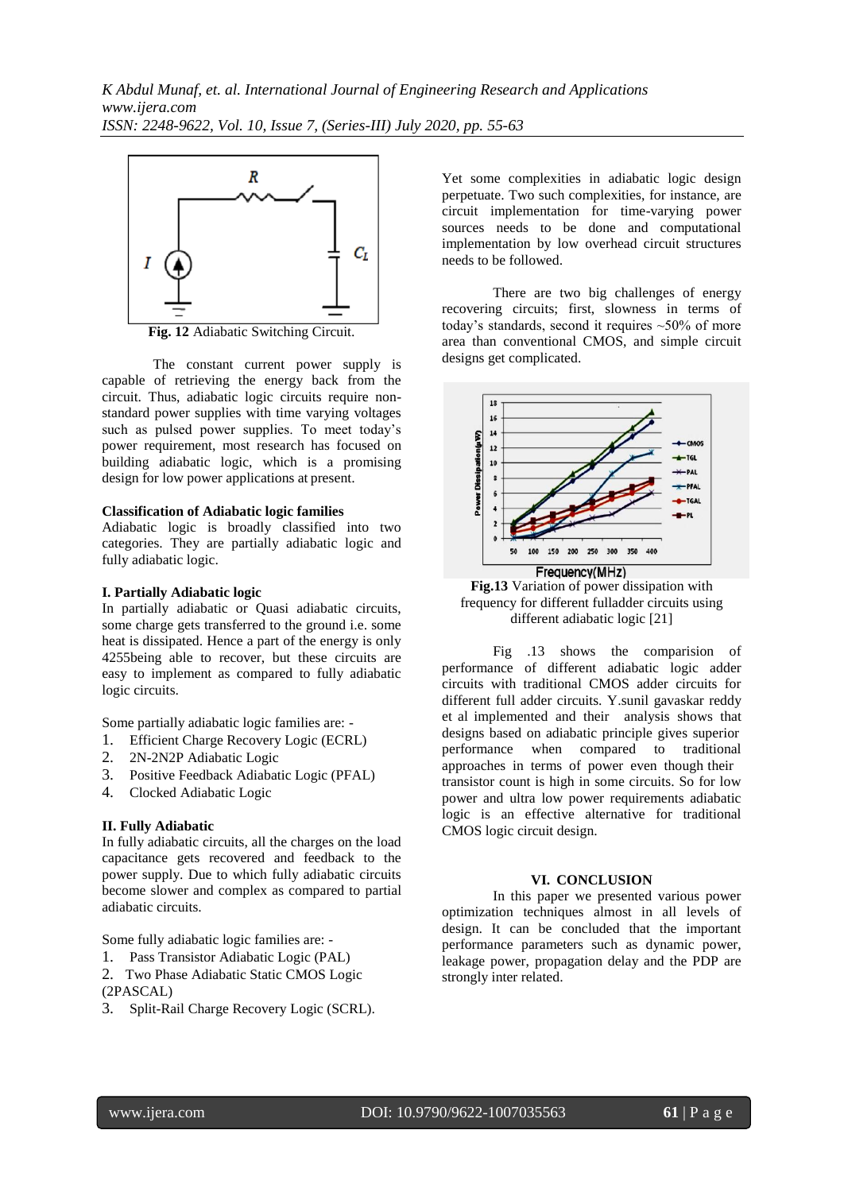**Fig. 12** Adiabatic Switching Circuit.

The constant current power supply is capable of retrieving the energy back from the circuit. Thus, adiabatic logic circuits require non-standard power supplies with time varying voltages such as pulsed power supplies. To meet today's power requirement, most research has focused on building adiabatic logic, which is a promising design for low power applications at present.

**Classification of Adiabatic logic families**

Adiabatic logic is broadly classified into two categories. They are partially adiabatic logic and fully adiabatic logic.

**I. Partially Adiabatic logic**

In partially adiabatic or Quasi adiabatic circuits, some charge gets transferred to the ground i.e. some heat is dissipated. Hence a part of the energy is only 4255being able to recover, but these circuits are easy to implement as compared to fully adiabatic logic circuits.

Some partially adiabatic logic families are: -

1. Efficient Charge Recovery Logic (ECRL)
2. 2N-2N2P Adiabatic Logic
3. Positive Feedback Adiabatic Logic (PFAL)
4. Clocked Adiabatic Logic

**II. Fully Adiabatic**

In fully adiabatic circuits, all the charges on the load capacitance gets recovered and feedback to the power supply. Due to which fully adiabatic circuits become slower and complex as compared to partial adiabatic circuits.

Some fully adiabatic logic families are: -

1. Pass Transistor Adiabatic Logic (PAL)
2. Two Phase Adiabatic Static CMOS Logic (2PASCAL)
3. Split-Rail Charge Recovery Logic (SCRL).

Yet some complexities in adiabatic logic design perpetuate. Two such complexities, for instance, are circuit implementation for time-varying power sources needs to be done and computational implementation by low overhead circuit structures needs to be followed.

There are two big challenges of energy recovering circuits; first, slowness in terms of today's standards, second it requires ~50% of more area than conventional CMOS, and simple circuit designs get complicated.

**Fig.13** Variation of power dissipation with frequency for different fulladder circuits using different adiabatic logic [21]

Fig .13 shows the comparision of performance of different adiabatic logic adder circuits with traditional CMOS adder circuits for different full adder circuits. Y.sunil gavaskar reddy et al implemented and their analysis shows that designs based on adiabatic principle gives superior performance when compared to traditional approaches in terms of power even though their transistor count is high in some circuits. So for low power and ultra low power requirements adiabatic logic is an effective alternative for traditional CMOS logic circuit design.

## VI. CONCLUSION

In this paper we presented various power optimization techniques almost in all levels of design. It can be concluded that the important performance parameters such as dynamic power, leakage power, propagation delay and the PDP are strongly inter related.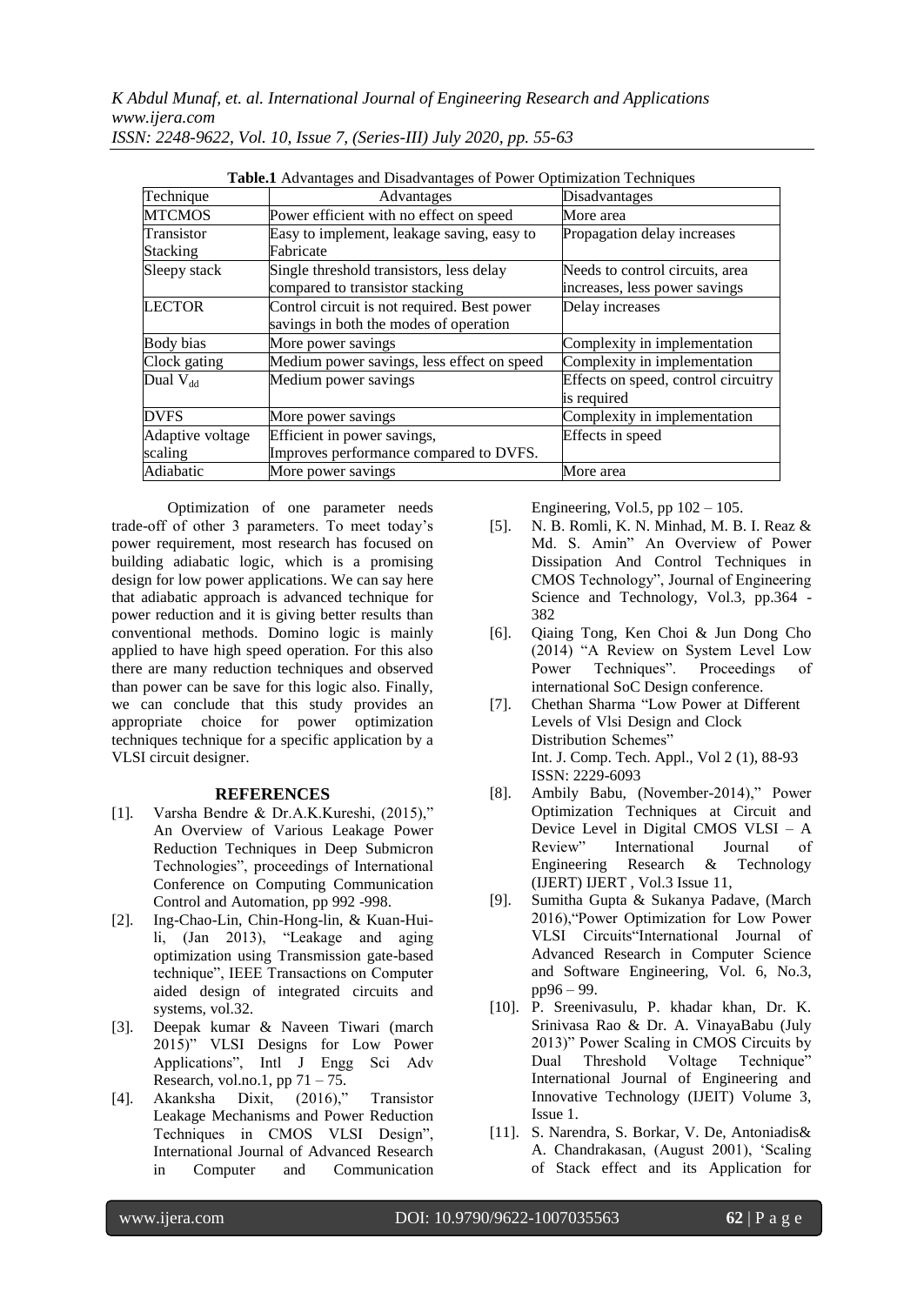**Table.1** Advantages and Disadvantages of Power Optimization Techniques

| Technique | Advantages | Disadvantages |
|---|---|---|
| MTCMOS | Power efficient with no effect on speed | More area |
| Transistor Stacking | Easy to implement, leakage saving, easy to Fabricate | Propagation delay increases |
| Sleepy stack | Single threshold transistors, less delay compared to transistor stacking | Needs to control circuits, area increases, less power savings |
| LECTOR | Control circuit is not required. Best power savings in both the modes of operation | Delay increases |
| Body bias | More power savings | Complexity in implementation |
| Clock gating | Medium power savings, less effect on speed | Complexity in implementation |
| Dual $V_{dd}$ | Medium power savings | Effects on speed, control circuitry is required |
| DVFS | More power savings | Complexity in implementation |
| Adaptive voltage scaling | Efficient in power savings, Improves performance compared to DVFS. | Effects in speed |
| Adiabatic | More power savings | More area |

Optimization of one parameter needs trade-off of other 3 parameters. To meet today's power requirement, most research has focused on building adiabatic logic, which is a promising design for low power applications. We can say here that adiabatic approach is advanced technique for power reduction and it is giving better results than conventional methods. Domino logic is mainly applied to have high speed operation. For this also there are many reduction techniques and observed than power can be save for this logic also. Finally, we can conclude that this study provides an appropriate choice for power optimization techniques technique for a specific application by a VLSI circuit designer.

## REFERENCES

[1]. Varsha Bendre & Dr.A.K.Kureshi, (2015)," An Overview of Various Leakage Power Reduction Techniques in Deep Submicron Technologies", proceedings of International Conference on Computing Communication Control and Automation, pp 992 -998.

[2]. Ing-Chao-Lin, Chin-Hong-lin, & Kuan-Hui-li, (Jan 2013), "Leakage and aging optimization using Transmission gate-based technique", IEEE Transactions on Computer aided design of integrated circuits and systems, vol.32.

[3]. Deepak kumar & Naveen Tiwari (march 2015)" VLSI Designs for Low Power Applications", Intl J Engg Sci Adv Research, vol.no.1, pp 71 – 75.

[4]. Akanksha Dixit, (2016)," Transistor Leakage Mechanisms and Power Reduction Techniques in CMOS VLSI Design", International Journal of Advanced Research in Computer and Communication Engineering, Vol.5, pp 102 – 105.

[5]. N. B. Romli, K. N. Minhad, M. B. I. Reaz & Md. S. Amin" An Overview of Power Dissipation And Control Techniques in CMOS Technology", Journal of Engineering Science and Technology, Vol.3, pp.364 - 382

[6]. Qiaing Tong, Ken Choi & Jun Dong Cho (2014) "A Review on System Level Low Power Techniques". Proceedings of international SoC Design conference.

[7]. Chethan Sharma "Low Power at Different Levels of Vlsi Design and Clock Distribution Schemes" Int. J. Comp. Tech. Appl., Vol 2 (1), 88-93 ISSN: 2229-6093

[8]. Ambily Babu, (November-2014)," Power Optimization Techniques at Circuit and Device Level in Digital CMOS VLSI – A Review" International Journal of Engineering Research & Technology (IJERT) IJERT , Vol.3 Issue 11,

[9]. Sumitha Gupta & Sukanya Padave, (March 2016),"Power Optimization for Low Power VLSI Circuits"International Journal of Advanced Research in Computer Science and Software Engineering, Vol. 6, No.3, pp96 – 99.

[10]. P. Sreenivasulu, P. khadar khan, Dr. K. Srinivasa Rao & Dr. A. VinayaBabu (July 2013)" Power Scaling in CMOS Circuits by Dual Threshold Voltage Technique" International Journal of Engineering and Innovative Technology (IJEIT) Volume 3, Issue 1.

[11]. S. Narendra, S. Borkar, V. De, Antoniadis& A. Chandrakasan, (August 2001), 'Scaling of Stack effect and its Application for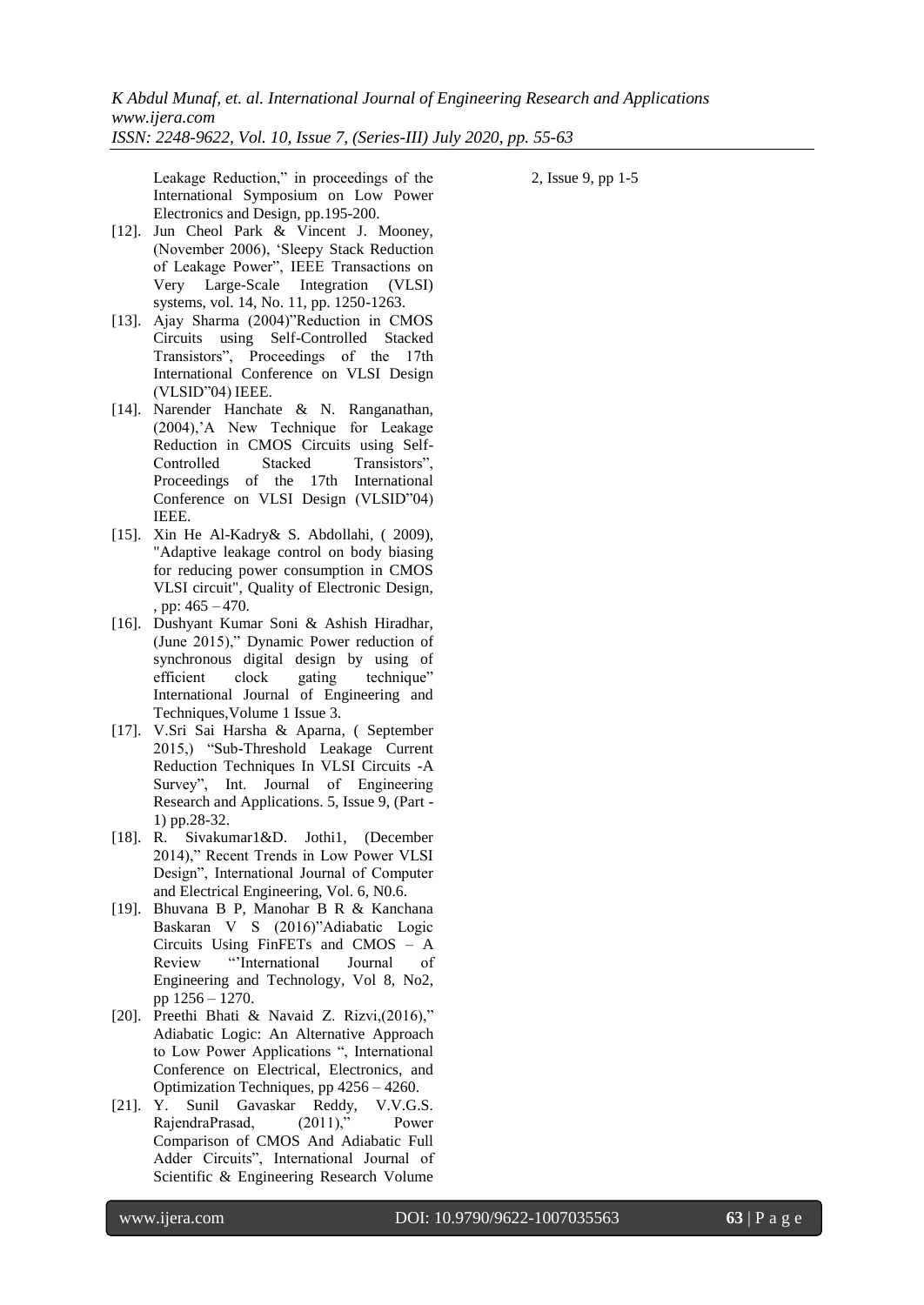Leakage Reduction," in proceedings of the International Symposium on Low Power Electronics and Design, pp.195-200.

[12]. Jun Cheol Park & Vincent J. Mooney, (November 2006), 'Sleepy Stack Reduction of Leakage Power", IEEE Transactions on Very Large-Scale Integration (VLSI) systems, vol. 14, No. 11, pp. 1250-1263.

[13]. Ajay Sharma (2004)"Reduction in CMOS Circuits using Self-Controlled Stacked Transistors", Proceedings of the 17th International Conference on VLSI Design (VLSID"04) IEEE.

[14]. Narender Hanchate & N. Ranganathan, (2004),'A New Technique for Leakage Reduction in CMOS Circuits using Self-Controlled Stacked Transistors", Proceedings of the 17th International Conference on VLSI Design (VLSID"04) IEEE.

[15]. Xin He Al-Kadry& S. Abdollahi, ( 2009), "Adaptive leakage control on body biasing for reducing power consumption in CMOS VLSI circuit", Quality of Electronic Design, , pp: 465 – 470.

[16]. Dushyant Kumar Soni & Ashish Hiradhar, (June 2015)," Dynamic Power reduction of synchronous digital design by using of efficient clock gating technique" International Journal of Engineering and Techniques,Volume 1 Issue 3.

[17]. V.Sri Sai Harsha & Aparna, ( September 2015,) "Sub-Threshold Leakage Current Reduction Techniques In VLSI Circuits -A Survey", Int. Journal of Engineering Research and Applications. 5, Issue 9, (Part - 1) pp.28-32.

[18]. R. Sivakumar1&D. Jothi1, (December 2014)," Recent Trends in Low Power VLSI Design", International Journal of Computer and Electrical Engineering, Vol. 6, N0.6.

[19]. Bhuvana B P, Manohar B R & Kanchana Baskaran V S (2016)"Adiabatic Logic Circuits Using FinFETs and CMOS – A Review "'International Journal of Engineering and Technology, Vol 8, No2, pp 1256 – 1270.

[20]. Preethi Bhati & Navaid Z. Rizvi,(2016)," Adiabatic Logic: An Alternative Approach to Low Power Applications ", International Conference on Electrical, Electronics, and Optimization Techniques, pp 4256 – 4260.

[21]. Y. Sunil Gavaskar Reddy, V.V.G.S. RajendraPrasad, (2011)," Power Comparison of CMOS And Adiabatic Full Adder Circuits", International Journal of Scientific & Engineering Research Volume 2, Issue 9, pp 1-5